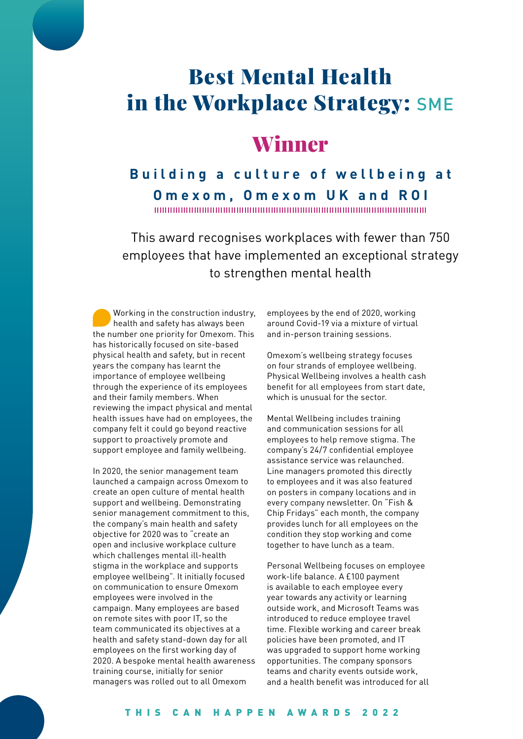# Best Mental Health in the Workplace Strategy: SME

## Winner

### Building a culture of wellbeing at Omexom, Omexom UK and ROI

This award recognises workplaces with fewer than 750 employees that have implemented an exceptional strategy to strengthen mental health

Working in the construction industry, health and safety has always been the number one priority for Omexom. This has historically focused on site-based physical health and safety, but in recent years the company has learnt the importance of employee wellbeing through the experience of its employees and their family members. When reviewing the impact physical and mental health issues have had on employees, the company felt it could go beyond reactive support to proactively promote and support employee and family wellbeing.

In 2020, the senior management team launched a campaign across Omexom to create an open culture of mental health support and wellbeing. Demonstrating senior management commitment to this, the company's main health and safety objective for 2020 was to "create an open and inclusive workplace culture which challenges mental ill-health stigma in the workplace and supports employee wellbeing". It initially focused on communication to ensure Omexom employees were involved in the campaign. Many employees are based on remote sites with poor IT, so the team communicated its objectives at a health and safety stand-down day for all employees on the first working day of 2020. A bespoke mental health awareness training course, initially for senior managers was rolled out to all Omexom employees by the end of 2020, working around Covid-19 via a mixture of virtual and in-person training sessions.

Omexom's wellbeing strategy focuses on four strands of employee wellbeing. Physical Wellbeing involves a health cash benefit for all employees from start date, which is unusual for the sector.

Mental Wellbeing includes training and communication sessions for all employees to help remove stigma. The company's 24/7 confidential employee assistance service was relaunched. Line managers promoted this directly to employees and it was also featured on posters in company locations and in every company newsletter. On "Fish & Chip Fridays" each month, the company provides lunch for all employees on the condition they stop working and come together to have lunch as a team.

Personal Wellbeing focuses on employee work-life balance. A £100 payment is available to each employee every year towards any activity or learning outside work, and Microsoft Teams was introduced to reduce employee travel time. Flexible working and career break policies have been promoted, and IT was upgraded to support home working opportunities. The company sponsors teams and charity events outside work, and a health benefit was introduced for all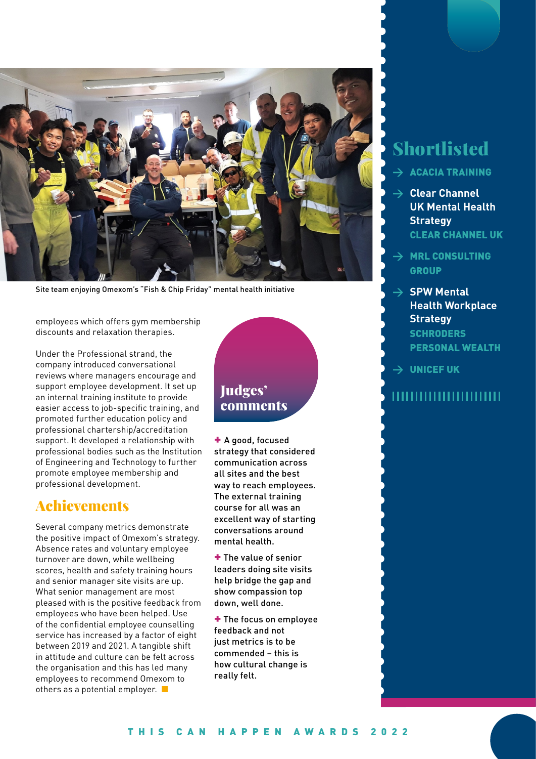Site team enjoying Omexom's "Fish & Chip Friday" mental health initiative

employees which offers gym membership discounts and relaxation therapies.

Under the Professional strand, the company introduced conversational reviews where managers encourage and support employee development. It set up an internal training institute to provide easier access to job-specific training, and promoted further education policy and professional chartership/accreditation support. It developed a relationship with professional bodies such as the Institution of Engineering and Technology to further promote employee membership and professional development.

## Achievements

Several company metrics demonstrate the positive impact of Omexom's strategy. Absence rates and voluntary employee turnover are down, while wellbeing scores, health and safety training hours and senior manager site visits are up. What senior management are most pleased with is the positive feedback from employees who have been helped. Use of the confidential employee counselling service has increased by a factor of eight between 2019 and 2021. A tangible shift in attitude and culture can be felt across the organisation and this has led many employees to recommend Omexom to others as a potential employer.

## Judges' comments

+ A good, focused strategy that considered communication across all sites and the best way to reach employees. The external training course for all was an excellent way of starting conversations around mental health.

+ The value of senior leaders doing site visits help bridge the gap and show compassion top down, well done.

+ The focus on employee feedback and not just metrics is to be commended – this is how cultural change is really felt.

## Shortlisted

- ACACIA TRAINING
- **Clear Channel UK Mental Health Strategy**
  CLEAR CHANNEL UK
- MRL CONSULTING GROUP
- **SPW Mental Health Workplace Strategy**
  SCHRODERS PERSONAL WEALTH
- UNICEF UK